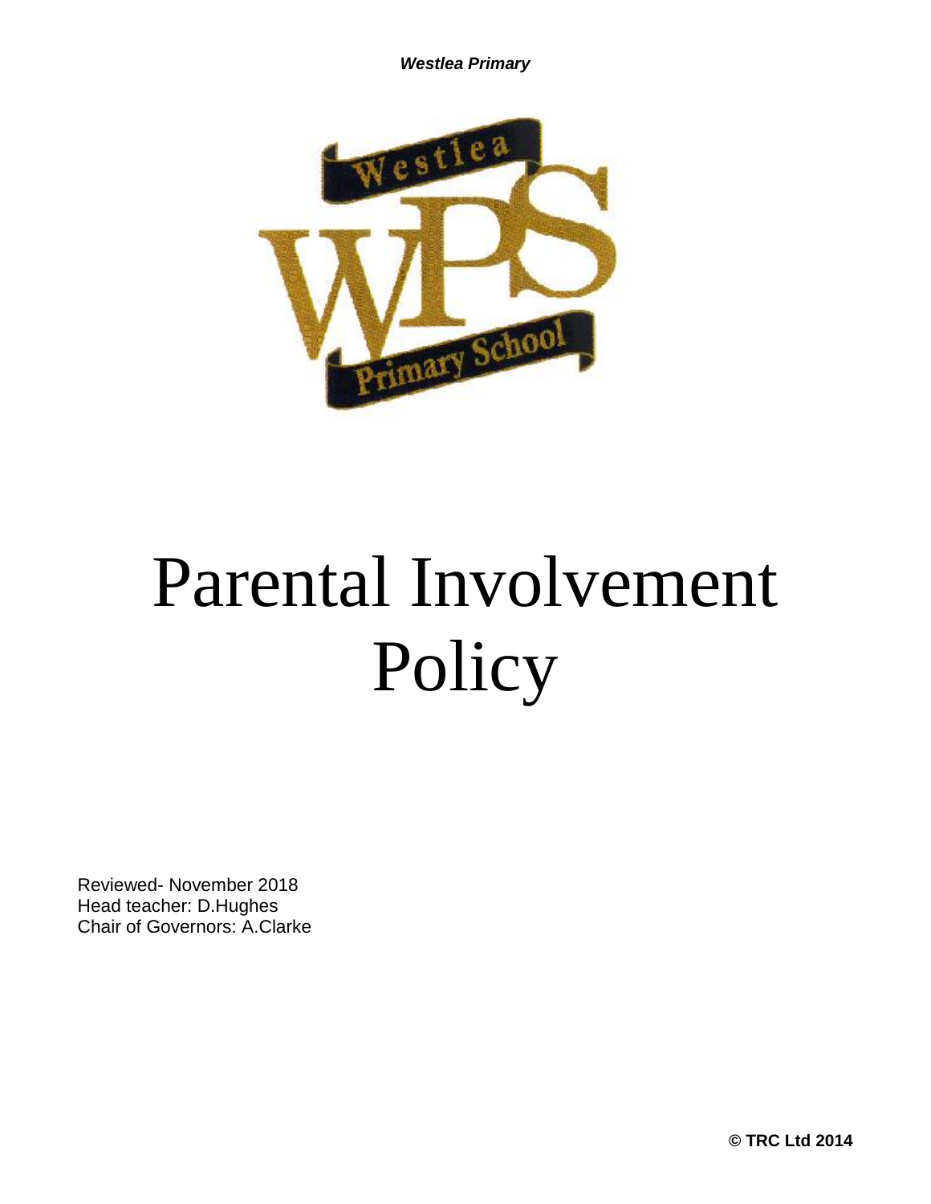# Parental Involvement Policy

Reviewed- November 2018
Head teacher: D.Hughes
Chair of Governors: A.Clarke

© TRC Ltd 2014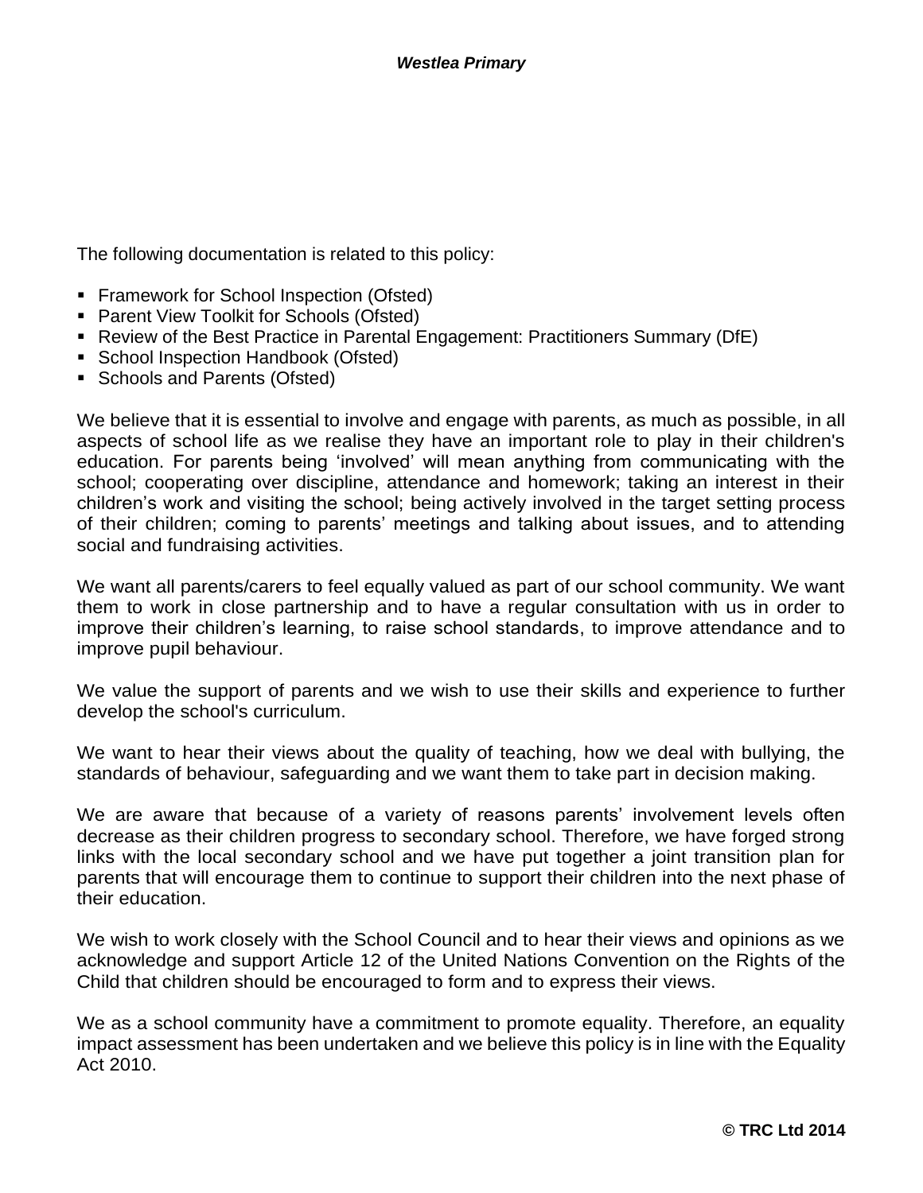The following documentation is related to this policy:

- Framework for School Inspection (Ofsted)
- Parent View Toolkit for Schools (Ofsted)
- Review of the Best Practice in Parental Engagement: Practitioners Summary (DfE)
- School Inspection Handbook (Ofsted)
- Schools and Parents (Ofsted)

We believe that it is essential to involve and engage with parents, as much as possible, in all aspects of school life as we realise they have an important role to play in their children's education. For parents being 'involved' will mean anything from communicating with the school; cooperating over discipline, attendance and homework; taking an interest in their children's work and visiting the school; being actively involved in the target setting process of their children; coming to parents' meetings and talking about issues, and to attending social and fundraising activities.

We want all parents/carers to feel equally valued as part of our school community. We want them to work in close partnership and to have a regular consultation with us in order to improve their children's learning, to raise school standards, to improve attendance and to improve pupil behaviour.

We value the support of parents and we wish to use their skills and experience to further develop the school's curriculum.

We want to hear their views about the quality of teaching, how we deal with bullying, the standards of behaviour, safeguarding and we want them to take part in decision making.

We are aware that because of a variety of reasons parents' involvement levels often decrease as their children progress to secondary school. Therefore, we have forged strong links with the local secondary school and we have put together a joint transition plan for parents that will encourage them to continue to support their children into the next phase of their education.

We wish to work closely with the School Council and to hear their views and opinions as we acknowledge and support Article 12 of the United Nations Convention on the Rights of the Child that children should be encouraged to form and to express their views.

We as a school community have a commitment to promote equality. Therefore, an equality impact assessment has been undertaken and we believe this policy is in line with the Equality Act 2010.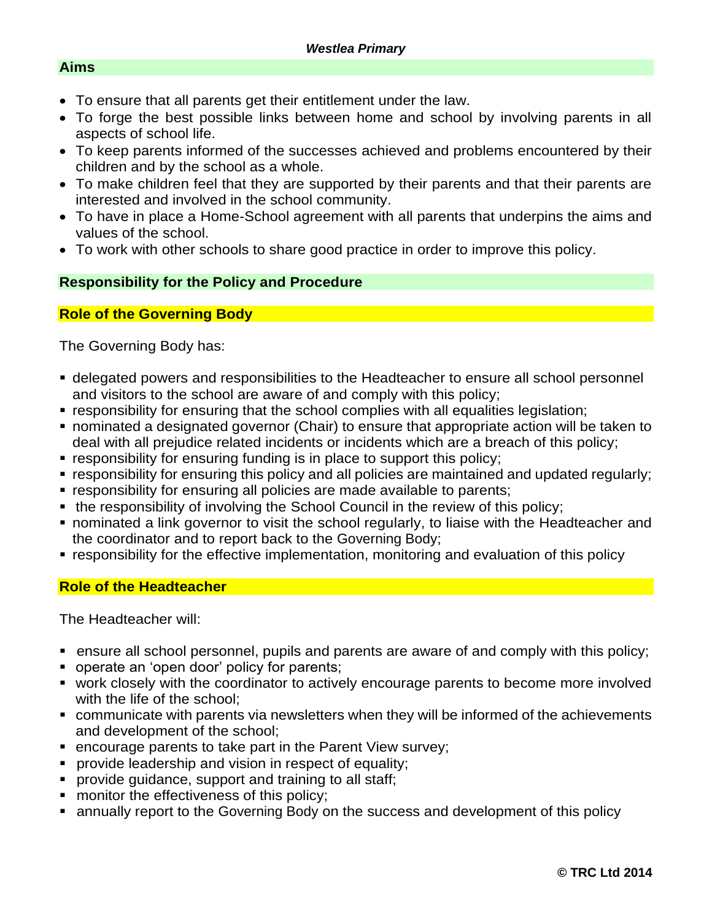## Aims

- To ensure that all parents get their entitlement under the law.
- To forge the best possible links between home and school by involving parents in all aspects of school life.
- To keep parents informed of the successes achieved and problems encountered by their children and by the school as a whole.
- To make children feel that they are supported by their parents and that their parents are interested and involved in the school community.
- To have in place a Home-School agreement with all parents that underpins the aims and values of the school.
- To work with other schools to share good practice in order to improve this policy.

## Responsibility for the Policy and Procedure

### Role of the Governing Body

The Governing Body has:

- delegated powers and responsibilities to the Headteacher to ensure all school personnel and visitors to the school are aware of and comply with this policy;
- responsibility for ensuring that the school complies with all equalities legislation;
- nominated a designated governor (Chair) to ensure that appropriate action will be taken to deal with all prejudice related incidents or incidents which are a breach of this policy;
- responsibility for ensuring funding is in place to support this policy;
- responsibility for ensuring this policy and all policies are maintained and updated regularly;
- responsibility for ensuring all policies are made available to parents;
- the responsibility of involving the School Council in the review of this policy;
- nominated a link governor to visit the school regularly, to liaise with the Headteacher and the coordinator and to report back to the Governing Body;
- responsibility for the effective implementation, monitoring and evaluation of this policy

### Role of the Headteacher

The Headteacher will:

- ensure all school personnel, pupils and parents are aware of and comply with this policy;
- operate an 'open door' policy for parents;
- work closely with the coordinator to actively encourage parents to become more involved with the life of the school;
- communicate with parents via newsletters when they will be informed of the achievements and development of the school;
- encourage parents to take part in the Parent View survey;
- provide leadership and vision in respect of equality;
- provide guidance, support and training to all staff;
- monitor the effectiveness of this policy;
- annually report to the Governing Body on the success and development of this policy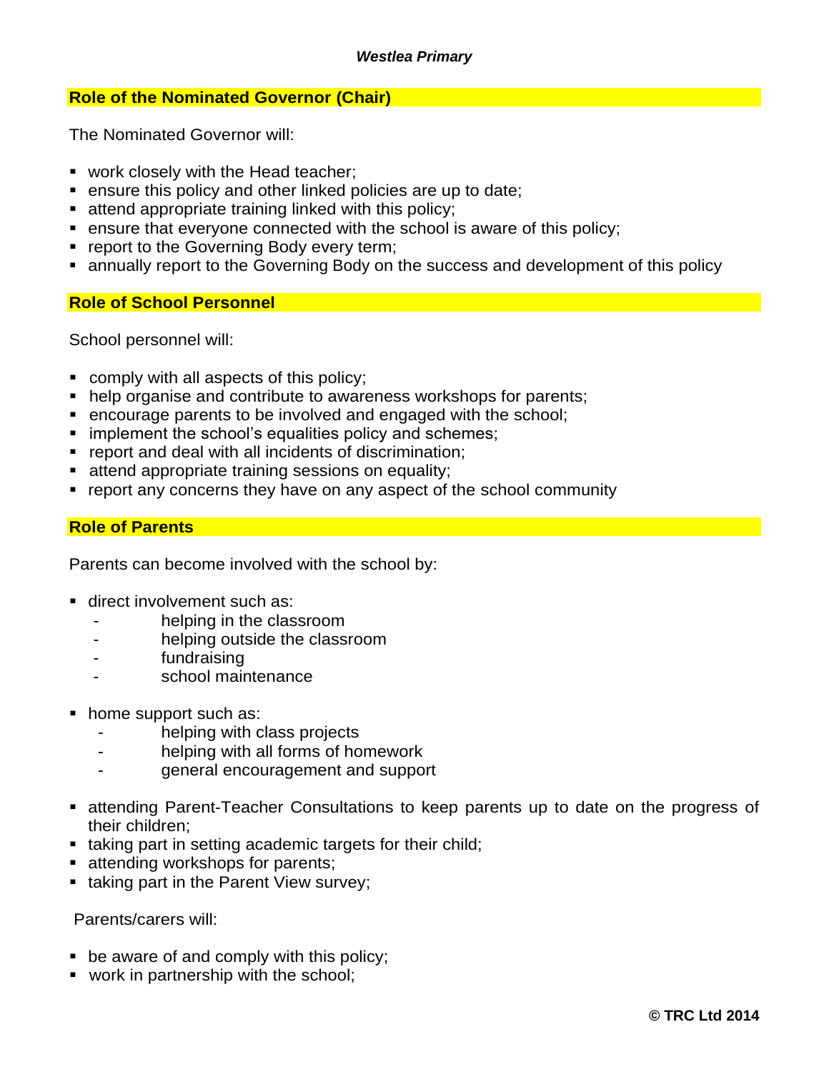## Role of the Nominated Governor (Chair)

The Nominated Governor will:

- work closely with the Head teacher;
- ensure this policy and other linked policies are up to date;
- attend appropriate training linked with this policy;
- ensure that everyone connected with the school is aware of this policy;
- report to the Governing Body every term;
- annually report to the Governing Body on the success and development of this policy

## Role of School Personnel

School personnel will:

- comply with all aspects of this policy;
- help organise and contribute to awareness workshops for parents;
- encourage parents to be involved and engaged with the school;
- implement the school's equalities policy and schemes;
- report and deal with all incidents of discrimination;
- attend appropriate training sessions on equality;
- report any concerns they have on any aspect of the school community

## Role of Parents

Parents can become involved with the school by:

- direct involvement such as:
  - helping in the classroom
  - helping outside the classroom
  - fundraising
  - school maintenance

- home support such as:
  - helping with class projects
  - helping with all forms of homework
  - general encouragement and support

- attending Parent-Teacher Consultations to keep parents up to date on the progress of their children;
- taking part in setting academic targets for their child;
- attending workshops for parents;
- taking part in the Parent View survey;

Parents/carers will:

- be aware of and comply with this policy;
- work in partnership with the school;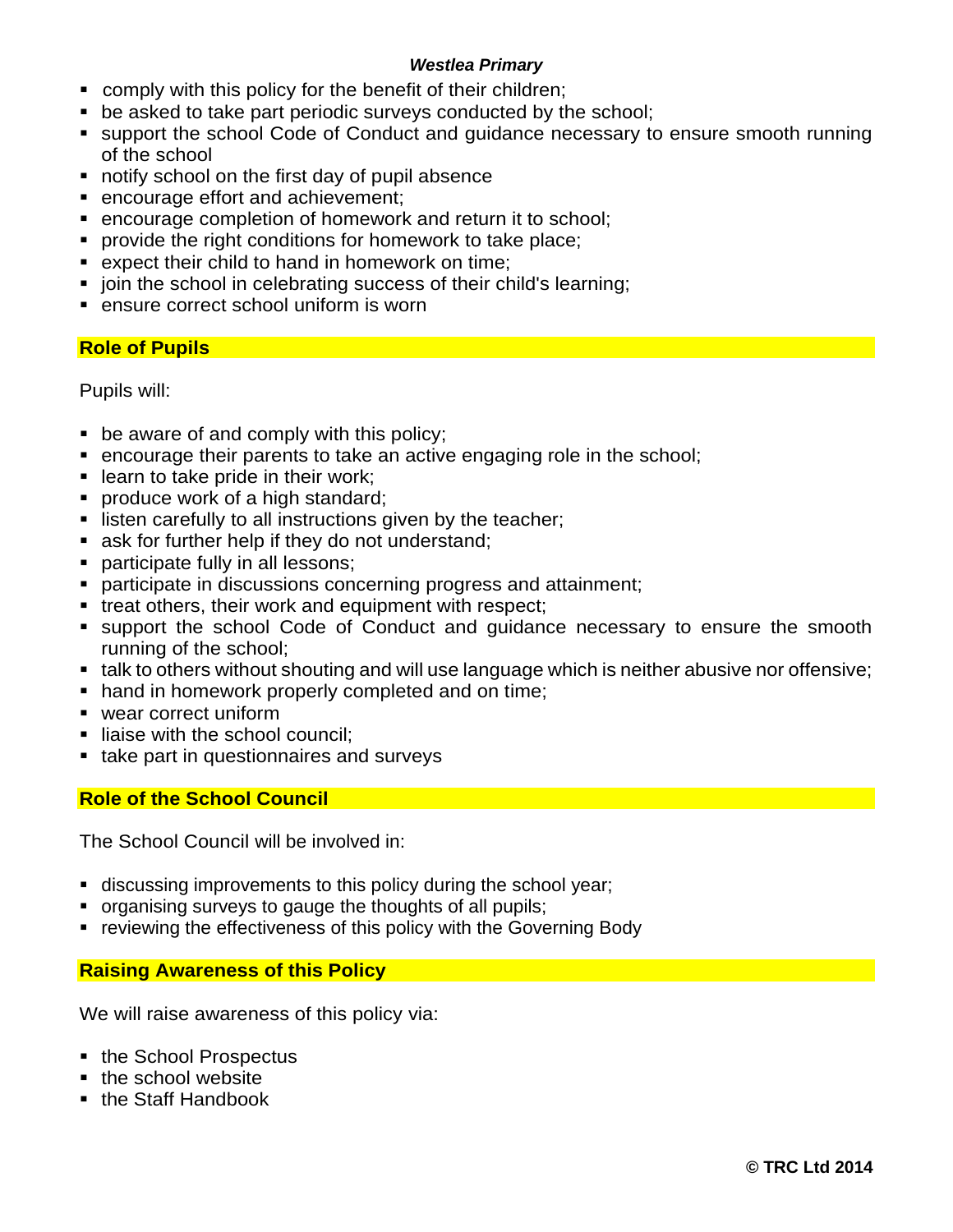- comply with this policy for the benefit of their children;
- be asked to take part periodic surveys conducted by the school;
- support the school Code of Conduct and guidance necessary to ensure smooth running of the school
- notify school on the first day of pupil absence
- encourage effort and achievement;
- encourage completion of homework and return it to school;
- provide the right conditions for homework to take place;
- expect their child to hand in homework on time;
- join the school in celebrating success of their child's learning;
- ensure correct school uniform is worn

## Role of Pupils

Pupils will:

- be aware of and comply with this policy;
- encourage their parents to take an active engaging role in the school;
- learn to take pride in their work;
- produce work of a high standard;
- listen carefully to all instructions given by the teacher;
- ask for further help if they do not understand;
- participate fully in all lessons;
- participate in discussions concerning progress and attainment;
- treat others, their work and equipment with respect;
- support the school Code of Conduct and guidance necessary to ensure the smooth running of the school;
- talk to others without shouting and will use language which is neither abusive nor offensive;
- hand in homework properly completed and on time;
- wear correct uniform
- liaise with the school council;
- take part in questionnaires and surveys

## Role of the School Council

The School Council will be involved in:

- discussing improvements to this policy during the school year;
- organising surveys to gauge the thoughts of all pupils;
- reviewing the effectiveness of this policy with the Governing Body

## Raising Awareness of this Policy

We will raise awareness of this policy via:

- the School Prospectus
- the school website
- the Staff Handbook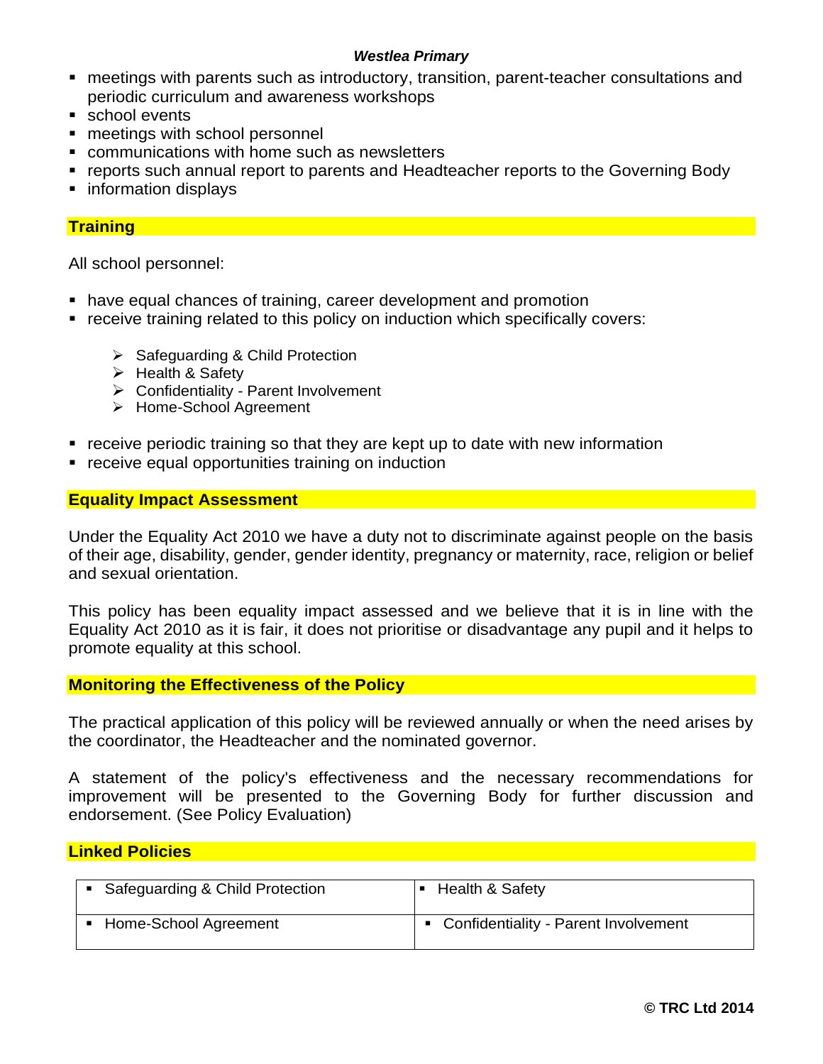- meetings with parents such as introductory, transition, parent-teacher consultations and periodic curriculum and awareness workshops
- school events
- meetings with school personnel
- communications with home such as newsletters
- reports such annual report to parents and Headteacher reports to the Governing Body
- information displays

## Training

All school personnel:

- have equal chances of training, career development and promotion
- receive training related to this policy on induction which specifically covers:
    - Safeguarding & Child Protection
    - Health & Safety
    - Confidentiality - Parent Involvement
    - Home-School Agreement
- receive periodic training so that they are kept up to date with new information
- receive equal opportunities training on induction

## Equality Impact Assessment

Under the Equality Act 2010 we have a duty not to discriminate against people on the basis of their age, disability, gender, gender identity, pregnancy or maternity, race, religion or belief and sexual orientation.

This policy has been equality impact assessed and we believe that it is in line with the Equality Act 2010 as it is fair, it does not prioritise or disadvantage any pupil and it helps to promote equality at this school.

## Monitoring the Effectiveness of the Policy

The practical application of this policy will be reviewed annually or when the need arises by the coordinator, the Headteacher and the nominated governor.

A statement of the policy's effectiveness and the necessary recommendations for improvement will be presented to the Governing Body for further discussion and endorsement. (See Policy Evaluation)

## Linked Policies

| | |
|---|---|
| ▪ Safeguarding & Child Protection | ▪ Health & Safety |
| ▪ Home-School Agreement | ▪ Confidentiality - Parent Involvement |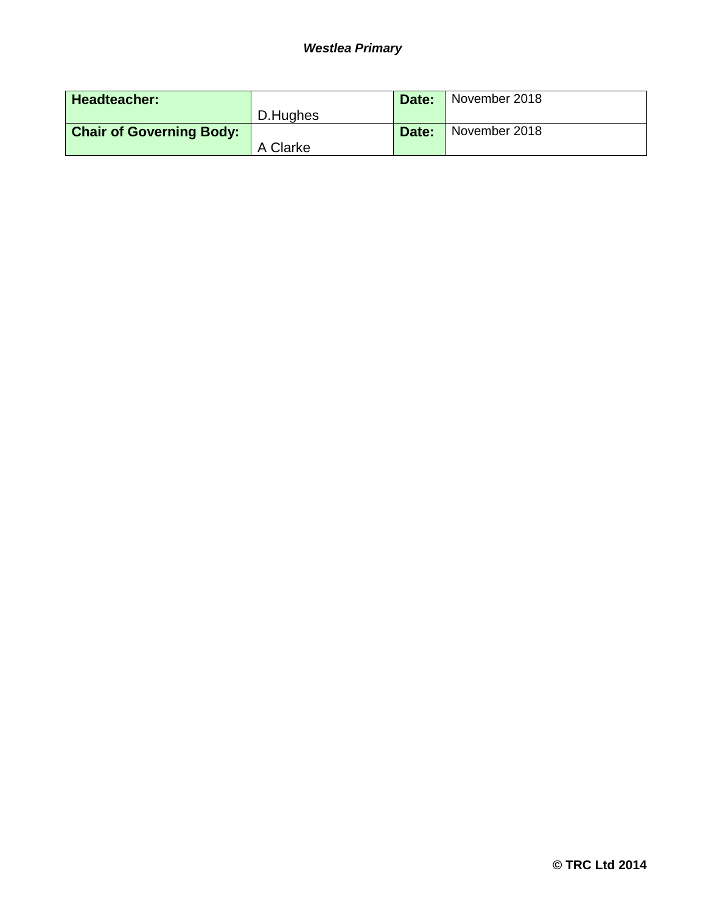| Headteacher: | D.Hughes | Date: | November 2018 |
|---|---|---|---|
| Chair of Governing Body: | A Clarke | Date: | November 2018 |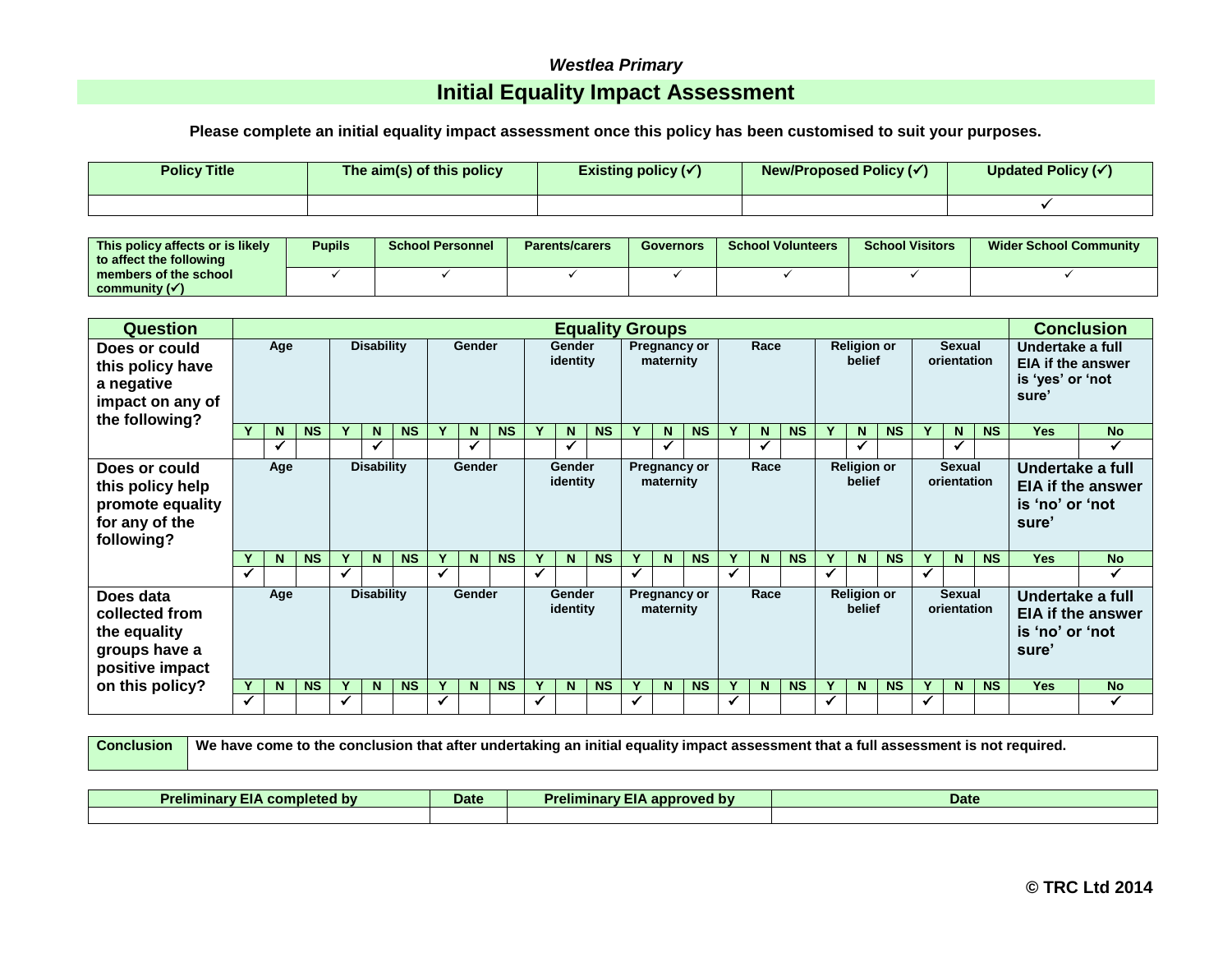*Westlea Primary*

## Initial Equality Impact Assessment

**Please complete an initial equality impact assessment once this policy has been customised to suit your purposes.**

| Policy Title | The aim(s) of this policy | Existing policy (✓) | New/Proposed Policy (✓) | Updated Policy (✓) |
|---|---|---|---|---|
| | | | | ✓ |

| This policy affects or is likely to affect the following members of the school community (✓) | Pupils | School Personnel | Parents/carers | Governors | School Volunteers | School Visitors | Wider School Community |
|---|---|---|---|---|---|---|---|
| | ✓ | ✓ | ✓ | ✓ | ✓ | ✓ | ✓ |

| Question | Equality Groups | | | | | | | | | | | | | | | | | | | | | | | | Conclusion | |
|---|---|---|---|---|---|---|---|---|---|---|---|---|---|---|---|---|---|---|---|---|---|---|---|---|---|---|
| Does or could this policy have a negative impact on any of the following? | Age | | | Disability | | | Gender | | | Gender identity | | | Pregnancy or maternity | | | Race | | | Religion or belief | | | Sexual orientation | | | Undertake a full EIA if the answer is 'yes' or 'not sure' | |
| | Y | N | NS | Y | N | NS | Y | N | NS | Y | N | NS | Y | N | NS | Y | N | NS | Y | N | NS | Y | N | NS | Yes | No |
| | | ✓ | | | ✓ | | | ✓ | | | ✓ | | | ✓ | | | ✓ | | | ✓ | | | ✓ | | | ✓ |
| Does or could this policy help promote equality for any of the following? | Age | | | Disability | | | Gender | | | Gender identity | | | Pregnancy or maternity | | | Race | | | Religion or belief | | | Sexual orientation | | | Undertake a full EIA if the answer is 'no' or 'not sure' | |
| | Y | N | NS | Y | N | NS | Y | N | NS | Y | N | NS | Y | N | NS | Y | N | NS | Y | N | NS | Y | N | NS | Yes | No |
| | ✓ | | | ✓ | | | ✓ | | | ✓ | | | ✓ | | | ✓ | | | ✓ | | | ✓ | | | | ✓ |
| Does data collected from the equality groups have a positive impact on this policy? | Age | | | Disability | | | Gender | | | Gender identity | | | Pregnancy or maternity | | | Race | | | Religion or belief | | | Sexual orientation | | | Undertake a full EIA if the answer is 'no' or 'not sure' | |
| | Y | N | NS | Y | N | NS | Y | N | NS | Y | N | NS | Y | N | NS | Y | N | NS | Y | N | NS | Y | N | NS | Yes | No |
| | ✓ | | | ✓ | | | ✓ | | | ✓ | | | ✓ | | | ✓ | | | ✓ | | | ✓ | | | | ✓ |

| Conclusion | We have come to the conclusion that after undertaking an initial equality impact assessment that a full assessment is not required. |
|---|---|

| Preliminary EIA completed by | Date | Preliminary EIA approved by | Date |
|---|---|---|---|
| | | | |

**© TRC Ltd 2014**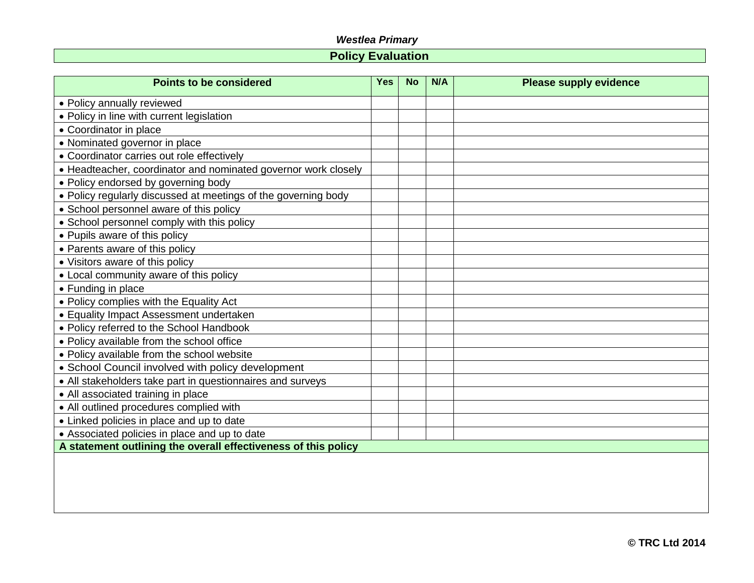***Westlea Primary***

## Policy Evaluation

| Points to be considered | Yes | No | N/A | Please supply evidence |
|---|---|---|---|---|
| • Policy annually reviewed | | | | |
| • Policy in line with current legislation | | | | |
| • Coordinator in place | | | | |
| • Nominated governor in place | | | | |
| • Coordinator carries out role effectively | | | | |
| • Headteacher, coordinator and nominated governor work closely | | | | |
| • Policy endorsed by governing body | | | | |
| • Policy regularly discussed at meetings of the governing body | | | | |
| • School personnel aware of this policy | | | | |
| • School personnel comply with this policy | | | | |
| • Pupils aware of this policy | | | | |
| • Parents aware of this policy | | | | |
| • Visitors aware of this policy | | | | |
| • Local community aware of this policy | | | | |
| • Funding in place | | | | |
| • Policy complies with the Equality Act | | | | |
| • Equality Impact Assessment undertaken | | | | |
| • Policy referred to the School Handbook | | | | |
| • Policy available from the school office | | | | |
| • Policy available from the school website | | | | |
| • School Council involved with policy development | | | | |
| • All stakeholders take part in questionnaires and surveys | | | | |
| • All associated training in place | | | | |
| • All outlined procedures complied with | | | | |
| • Linked policies in place and up to date | | | | |
| • Associated policies in place and up to date | | | | |
| **A statement outlining the overall effectiveness of this policy** | | | | |
| | | | | |

**© TRC Ltd 2014**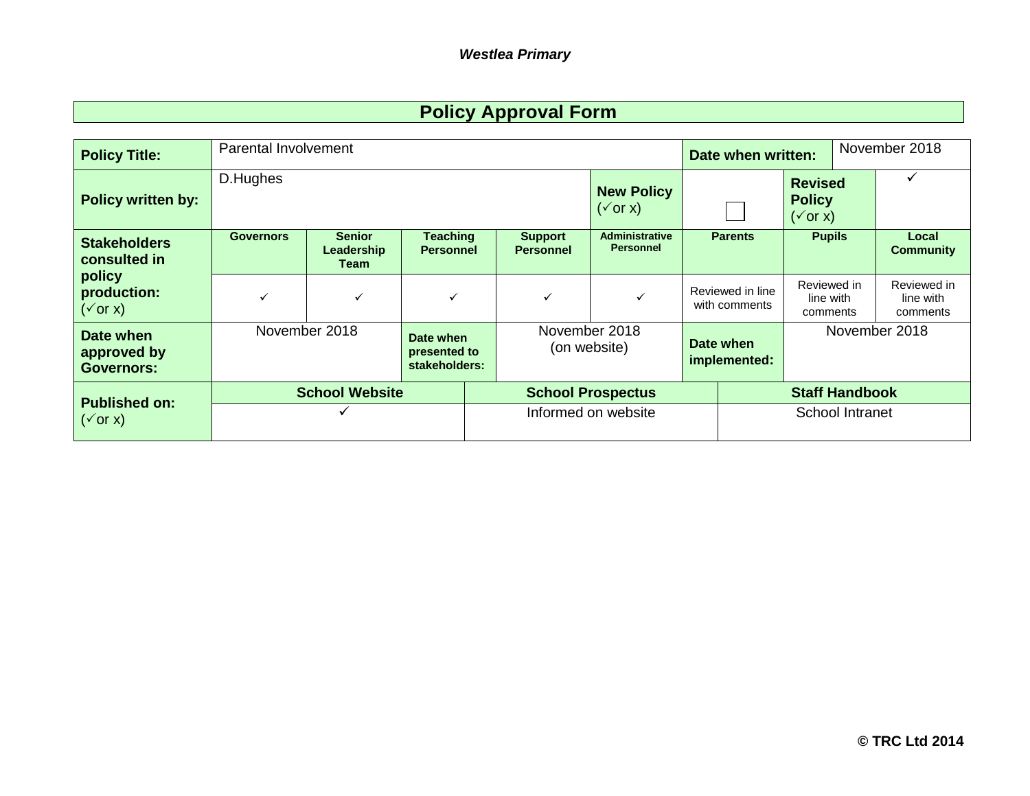*Westlea Primary*

# Policy Approval Form

| | | | | | | | | |
|---|---|---|---|---|---|---|---|---|
| **Policy Title:** | Parental Involvement | | | | | **Date when written:** | | November 2018 |
| **Policy written by:** | D.Hughes | | | | **New Policy** (✓or x) | ☐ | **Revised Policy** (✓or x) | ✓ |
| **Stakeholders consulted in policy production:** (✓or x) | **Governors** | **Senior Leadership Team** | **Teaching Personnel** | **Support Personnel** | **Administrative Personnel** | **Parents** | **Pupils** | **Local Community** |
| | ✓ | ✓ | ✓ | ✓ | ✓ | Reviewed in line with comments | Reviewed in line with comments | Reviewed in line with comments |
| **Date when approved by Governors:** | November 2018 | | **Date when presented to stakeholders:** | November 2018 (on website) | | **Date when implemented:** | November 2018 | |

| | | | |
|---|---|---|---|
| **Published on:** (✓or x) | **School Website** | **School Prospectus** | **Staff Handbook** |
| | ✓ | Informed on website | School Intranet |

**© TRC Ltd 2014**